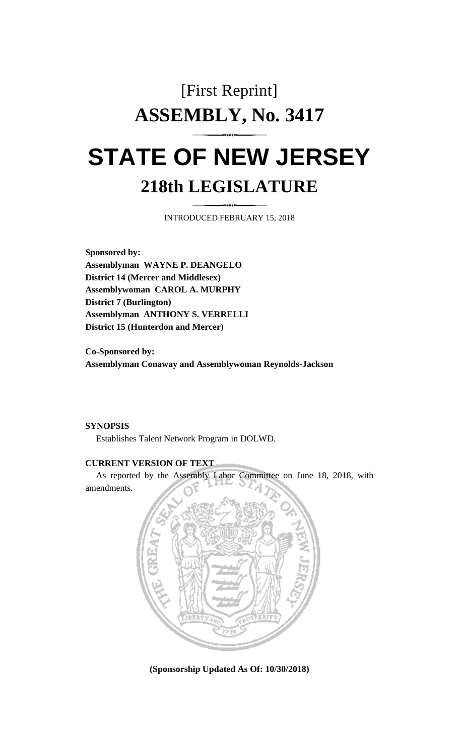# [First Reprint]

# ASSEMBLY, No. 3417

# STATE OF NEW JERSEY

## 218th LEGISLATURE

INTRODUCED FEBRUARY 15, 2018

**Sponsored by:**
**Assemblyman WAYNE P. DEANGELO**
**District 14 (Mercer and Middlesex)**
**Assemblywoman CAROL A. MURPHY**
**District 7 (Burlington)**
**Assemblyman ANTHONY S. VERRELLI**
**District 15 (Hunterdon and Mercer)**

**Co-Sponsored by:**
**Assemblyman Conaway and Assemblywoman Reynolds-Jackson**

**SYNOPSIS**

Establishes Talent Network Program in DOLWD.

**CURRENT VERSION OF TEXT**

As reported by the Assembly Labor Committee on June 18, 2018, with amendments.

**(Sponsorship Updated As Of: 10/30/2018)**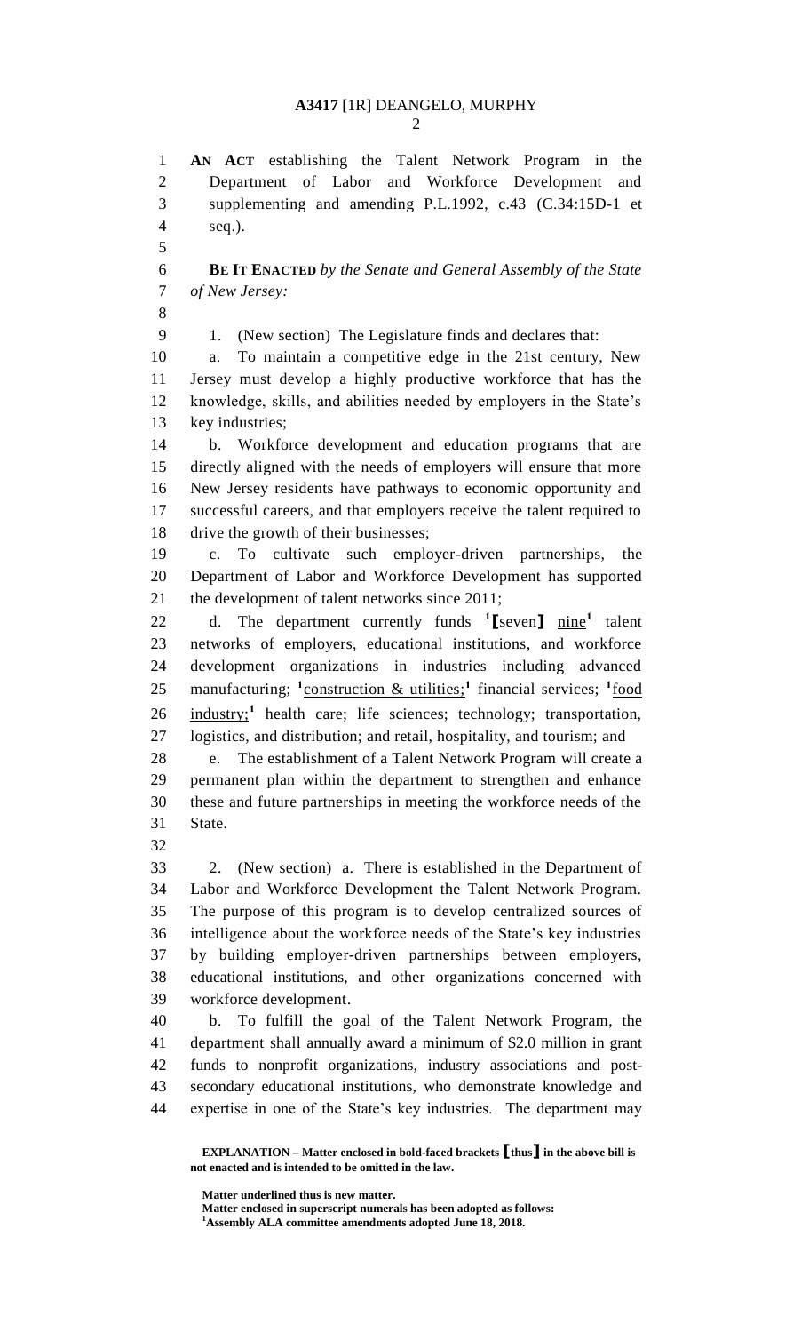AN ACT establishing the Talent Network Program in the Department of Labor and Workforce Development and supplementing and amending P.L.1992, c.43 (C.34:15D-1 et seq.).

**BE IT ENACTED** *by the Senate and General Assembly of the State of New Jersey:*

1. (New section) The Legislature finds and declares that:

a. To maintain a competitive edge in the 21st century, New Jersey must develop a highly productive workforce that has the knowledge, skills, and abilities needed by employers in the State's key industries;

b. Workforce development and education programs that are directly aligned with the needs of employers will ensure that more New Jersey residents have pathways to economic opportunity and successful careers, and that employers receive the talent required to drive the growth of their businesses;

c. To cultivate such employer-driven partnerships, the Department of Labor and Workforce Development has supported the development of talent networks since 2011;

d. The department currently funds [1]**[**seven**]** nine[1] talent networks of employers, educational institutions, and workforce development organizations in industries including advanced manufacturing; [1]construction & utilities;[1] financial services; [1]food industry;[1] health care; life sciences; technology; transportation, logistics, and distribution; and retail, hospitality, and tourism; and

e. The establishment of a Talent Network Program will create a permanent plan within the department to strengthen and enhance these and future partnerships in meeting the workforce needs of the State.

2. (New section) a. There is established in the Department of Labor and Workforce Development the Talent Network Program. The purpose of this program is to develop centralized sources of intelligence about the workforce needs of the State's key industries by building employer-driven partnerships between employers, educational institutions, and other organizations concerned with workforce development.

b. To fulfill the goal of the Talent Network Program, the department shall annually award a minimum of $2.0 million in grant funds to nonprofit organizations, industry associations and post-secondary educational institutions, who demonstrate knowledge and expertise in one of the State's key industries. The department may

**EXPLANATION – Matter enclosed in bold-faced brackets [thus] in the above bill is not enacted and is intended to be omitted in the law.**

**Matter underlined thus is new matter.**
**Matter enclosed in superscript numerals has been adopted as follows:**
**[1]Assembly ALA committee amendments adopted June 18, 2018.**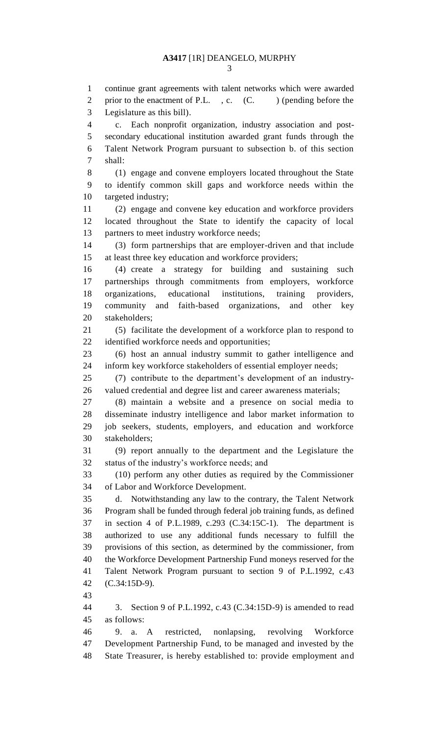continue grant agreements with talent networks which were awarded prior to the enactment of P.L. , c. (C. ) (pending before the Legislature as this bill).

c. Each nonprofit organization, industry association and post-secondary educational institution awarded grant funds through the Talent Network Program pursuant to subsection b. of this section shall:

(1) engage and convene employers located throughout the State to identify common skill gaps and workforce needs within the targeted industry;

(2) engage and convene key education and workforce providers located throughout the State to identify the capacity of local partners to meet industry workforce needs;

(3) form partnerships that are employer-driven and that include at least three key education and workforce providers;

(4) create a strategy for building and sustaining such partnerships through commitments from employers, workforce organizations, educational institutions, training providers, community and faith-based organizations, and other key stakeholders;

(5) facilitate the development of a workforce plan to respond to identified workforce needs and opportunities;

(6) host an annual industry summit to gather intelligence and inform key workforce stakeholders of essential employer needs;

(7) contribute to the department's development of an industry-valued credential and degree list and career awareness materials;

(8) maintain a website and a presence on social media to disseminate industry intelligence and labor market information to job seekers, students, employers, and education and workforce stakeholders;

(9) report annually to the department and the Legislature the status of the industry's workforce needs; and

(10) perform any other duties as required by the Commissioner of Labor and Workforce Development.

d. Notwithstanding any law to the contrary, the Talent Network Program shall be funded through federal job training funds, as defined in section 4 of P.L.1989, c.293 (C.34:15C-1). The department is authorized to use any additional funds necessary to fulfill the provisions of this section, as determined by the commissioner, from the Workforce Development Partnership Fund moneys reserved for the Talent Network Program pursuant to section 9 of P.L.1992, c.43 (C.34:15D-9).

3. Section 9 of P.L.1992, c.43 (C.34:15D-9) is amended to read as follows:

9. a. A restricted, nonlapsing, revolving Workforce Development Partnership Fund, to be managed and invested by the State Treasurer, is hereby established to: provide employment and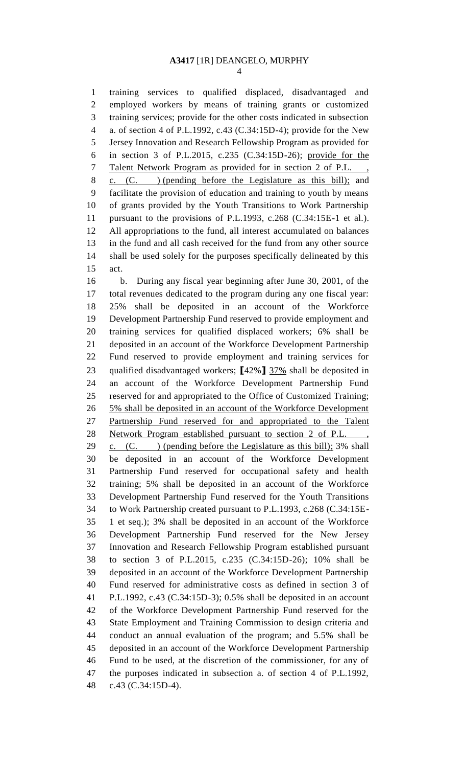training services to qualified displaced, disadvantaged and employed workers by means of training grants or customized training services; provide for the other costs indicated in subsection a. of section 4 of P.L.1992, c.43 (C.34:15D-4); provide for the New Jersey Innovation and Research Fellowship Program as provided for in section 3 of P.L.2015, c.235 (C.34:15D-26); <u>provide for the Talent Network Program as provided for in section 2 of P.L. , c. (C. ) (pending before the Legislature as this bill);</u> and facilitate the provision of education and training to youth by means of grants provided by the Youth Transitions to Work Partnership pursuant to the provisions of P.L.1993, c.268 (C.34:15E-1 et al.). All appropriations to the fund, all interest accumulated on balances in the fund and all cash received for the fund from any other source shall be used solely for the purposes specifically delineated by this act.

b. During any fiscal year beginning after June 30, 2001, of the total revenues dedicated to the program during any one fiscal year: 25% shall be deposited in an account of the Workforce Development Partnership Fund reserved to provide employment and training services for qualified displaced workers; 6% shall be deposited in an account of the Workforce Development Partnership Fund reserved to provide employment and training services for qualified disadvantaged workers; [42%] <u>37%</u> shall be deposited in an account of the Workforce Development Partnership Fund reserved for and appropriated to the Office of Customized Training; <u>5% shall be deposited in an account of the Workforce Development Partnership Fund reserved for and appropriated to the Talent Network Program established pursuant to section 2 of P.L. , c. (C. ) (pending before the Legislature as this bill);</u> 3% shall be deposited in an account of the Workforce Development Partnership Fund reserved for occupational safety and health training; 5% shall be deposited in an account of the Workforce Development Partnership Fund reserved for the Youth Transitions to Work Partnership created pursuant to P.L.1993, c.268 (C.34:15E-1 et seq.); 3% shall be deposited in an account of the Workforce Development Partnership Fund reserved for the New Jersey Innovation and Research Fellowship Program established pursuant to section 3 of P.L.2015, c.235 (C.34:15D-26); 10% shall be deposited in an account of the Workforce Development Partnership Fund reserved for administrative costs as defined in section 3 of P.L.1992, c.43 (C.34:15D-3); 0.5% shall be deposited in an account of the Workforce Development Partnership Fund reserved for the State Employment and Training Commission to design criteria and conduct an annual evaluation of the program; and 5.5% shall be deposited in an account of the Workforce Development Partnership Fund to be used, at the discretion of the commissioner, for any of the purposes indicated in subsection a. of section 4 of P.L.1992, c.43 (C.34:15D-4).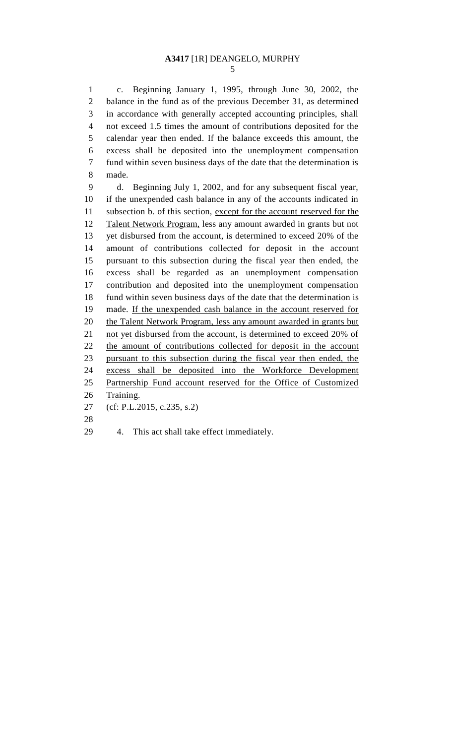c. Beginning January 1, 1995, through June 30, 2002, the balance in the fund as of the previous December 31, as determined in accordance with generally accepted accounting principles, shall not exceed 1.5 times the amount of contributions deposited for the calendar year then ended. If the balance exceeds this amount, the excess shall be deposited into the unemployment compensation fund within seven business days of the date that the determination is made.

d. Beginning July 1, 2002, and for any subsequent fiscal year, if the unexpended cash balance in any of the accounts indicated in subsection b. of this section, except for the account reserved for the Talent Network Program, less any amount awarded in grants but not yet disbursed from the account, is determined to exceed 20% of the amount of contributions collected for deposit in the account pursuant to this subsection during the fiscal year then ended, the excess shall be regarded as an unemployment compensation contribution and deposited into the unemployment compensation fund within seven business days of the date that the determination is made. If the unexpended cash balance in the account reserved for the Talent Network Program, less any amount awarded in grants but not yet disbursed from the account, is determined to exceed 20% of the amount of contributions collected for deposit in the account pursuant to this subsection during the fiscal year then ended, the excess shall be deposited into the Workforce Development Partnership Fund account reserved for the Office of Customized Training.

(cf: P.L.2015, c.235, s.2)

4. This act shall take effect immediately.